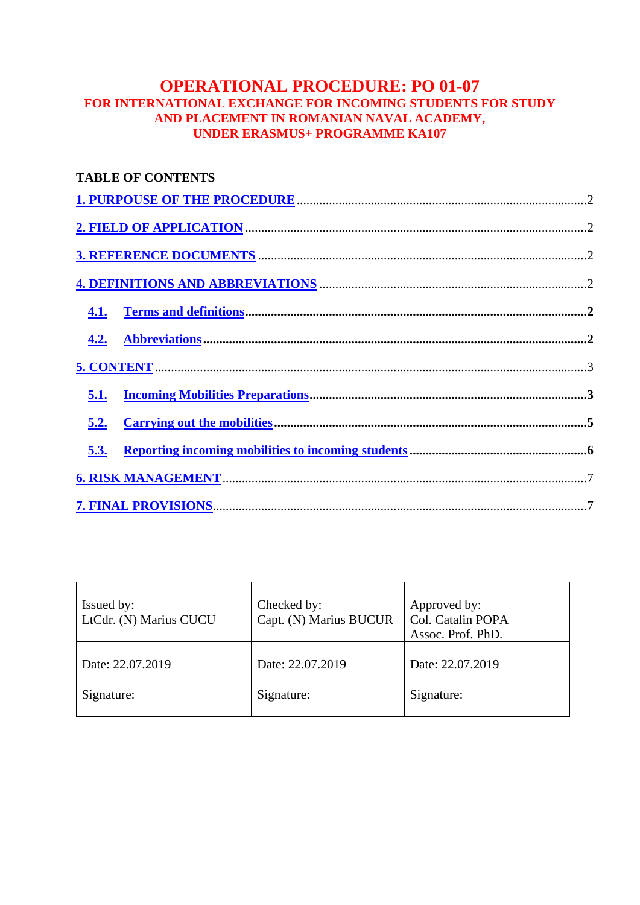# OPERATIONAL PROCEDURE: PO 01-07

## FOR INTERNATIONAL EXCHANGE FOR INCOMING STUDENTS FOR STUDY AND PLACEMENT IN ROMANIAN NAVAL ACADEMY, UNDER ERASMUS+ PROGRAMME KA107

**TABLE OF CONTENTS**

1. PURPOUSE OF THE PROCEDURE .......... 2
2. FIELD OF APPLICATION .......... 2
3. REFERENCE DOCUMENTS .......... 2
4. DEFINITIONS AND ABBREVIATIONS .......... 2
   - 4.1. Terms and definitions .......... 2
   - 4.2. Abbreviations .......... 2
5. CONTENT .......... 3
   - 5.1. Incoming Mobilities Preparations .......... 3
   - 5.2. Carrying out the mobilities .......... 5
   - 5.3. Reporting incoming mobilities to incoming students .......... 6
6. RISK MANAGEMENT .......... 7
7. FINAL PROVISIONS .......... 7

| Issued by:<br>LtCdr. (N) Marius CUCU | Checked by:<br>Capt. (N) Marius BUCUR | Approved by:<br>Col. Catalin POPA<br>Assoc. Prof. PhD. |
|---|---|---|
| Date: 22.07.2019<br><br>Signature: | Date: 22.07.2019<br><br>Signature: | Date: 22.07.2019<br><br>Signature: |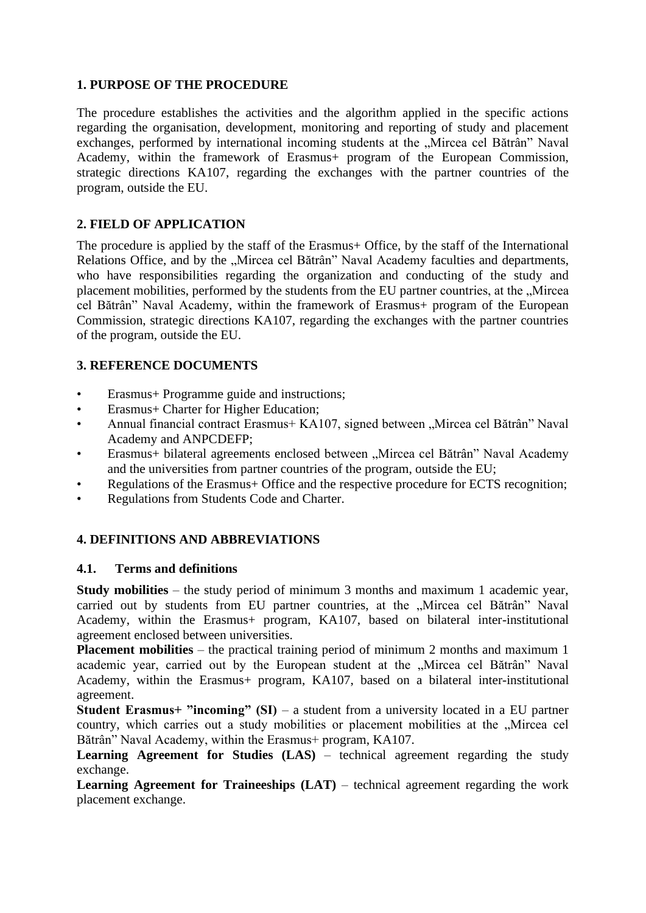## 1. PURPOSE OF THE PROCEDURE

The procedure establishes the activities and the algorithm applied in the specific actions regarding the organisation, development, monitoring and reporting of study and placement exchanges, performed by international incoming students at the „Mircea cel Bătrân" Naval Academy, within the framework of Erasmus+ program of the European Commission, strategic directions KA107, regarding the exchanges with the partner countries of the program, outside the EU.

## 2. FIELD OF APPLICATION

The procedure is applied by the staff of the Erasmus+ Office, by the staff of the International Relations Office, and by the „Mircea cel Bătrân" Naval Academy faculties and departments, who have responsibilities regarding the organization and conducting of the study and placement mobilities, performed by the students from the EU partner countries, at the „Mircea cel Bătrân" Naval Academy, within the framework of Erasmus+ program of the European Commission, strategic directions KA107, regarding the exchanges with the partner countries of the program, outside the EU.

## 3. REFERENCE DOCUMENTS

- Erasmus+ Programme guide and instructions;
- Erasmus+ Charter for Higher Education;
- Annual financial contract Erasmus+ KA107, signed between „Mircea cel Bătrân" Naval Academy and ANPCDEFP;
- Erasmus+ bilateral agreements enclosed between „Mircea cel Bătrân" Naval Academy and the universities from partner countries of the program, outside the EU;
- Regulations of the Erasmus+ Office and the respective procedure for ECTS recognition;
- Regulations from Students Code and Charter.

## 4. DEFINITIONS AND ABBREVIATIONS

### 4.1. Terms and definitions

**Study mobilities** – the study period of minimum 3 months and maximum 1 academic year, carried out by students from EU partner countries, at the „Mircea cel Bătrân" Naval Academy, within the Erasmus+ program, KA107, based on bilateral inter-institutional agreement enclosed between universities.

**Placement mobilities** – the practical training period of minimum 2 months and maximum 1 academic year, carried out by the European student at the „Mircea cel Bătrân" Naval Academy, within the Erasmus+ program, KA107, based on a bilateral inter-institutional agreement.

**Student Erasmus+ "incoming" (SI)** – a student from a university located in a EU partner country, which carries out a study mobilities or placement mobilities at the „Mircea cel Bătrân" Naval Academy, within the Erasmus+ program, KA107.

**Learning Agreement for Studies (LAS)** – technical agreement regarding the study exchange.

**Learning Agreement for Traineeships (LAT)** – technical agreement regarding the work placement exchange.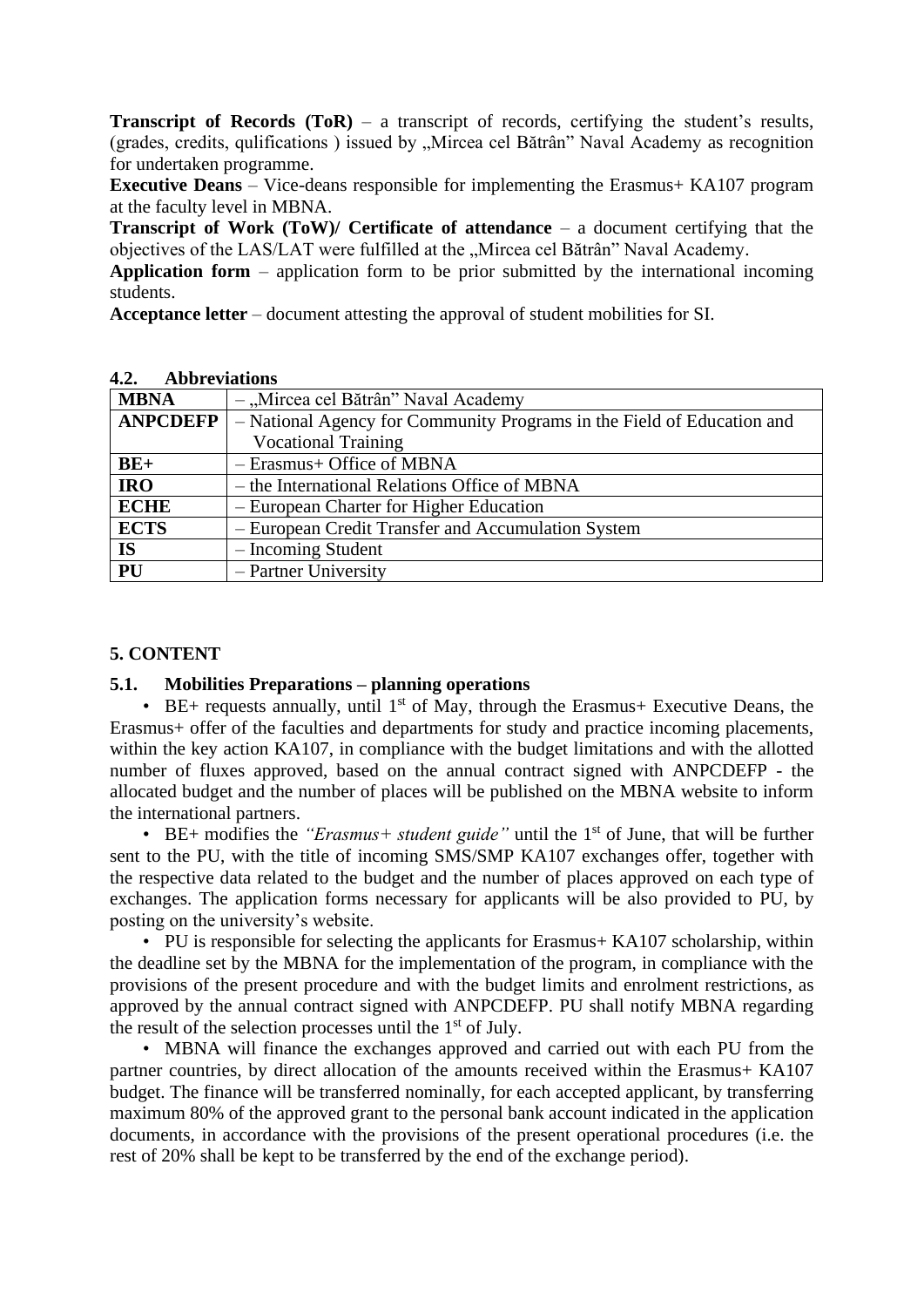**Transcript of Records (ToR)** – a transcript of records, certifying the student's results, (grades, credits, qulifications ) issued by „Mircea cel Bătrân" Naval Academy as recognition for undertaken programme.

**Executive Deans** – Vice-deans responsible for implementing the Erasmus+ KA107 program at the faculty level in MBNA.

**Transcript of Work (ToW)/ Certificate of attendance** – a document certifying that the objectives of the LAS/LAT were fulfilled at the „Mircea cel Bătrân" Naval Academy.

**Application form** – application form to be prior submitted by the international incoming students.

**Acceptance letter** – document attesting the approval of student mobilities for SI.

### 4.2. Abbreviations

| | |
|---|---|
| **MBNA** | – „Mircea cel Bătrân" Naval Academy |
| **ANPCDEFP** | – National Agency for Community Programs in the Field of Education and Vocational Training |
| **BE+** | – Erasmus+ Office of MBNA |
| **IRO** | – the International Relations Office of MBNA |
| **ECHE** | – European Charter for Higher Education |
| **ECTS** | – European Credit Transfer and Accumulation System |
| **IS** | – Incoming Student |
| **PU** | – Partner University |

## 5. CONTENT

### 5.1. Mobilities Preparations – planning operations

- BE+ requests annually, until 1st of May, through the Erasmus+ Executive Deans, the Erasmus+ offer of the faculties and departments for study and practice incoming placements, within the key action KA107, in compliance with the budget limitations and with the allotted number of fluxes approved, based on the annual contract signed with ANPCDEFP - the allocated budget and the number of places will be published on the MBNA website to inform the international partners.
- BE+ modifies the *"Erasmus+ student guide"* until the 1st of June, that will be further sent to the PU, with the title of incoming SMS/SMP KA107 exchanges offer, together with the respective data related to the budget and the number of places approved on each type of exchanges. The application forms necessary for applicants will be also provided to PU, by posting on the university's website.
- PU is responsible for selecting the applicants for Erasmus+ KA107 scholarship, within the deadline set by the MBNA for the implementation of the program, in compliance with the provisions of the present procedure and with the budget limits and enrolment restrictions, as approved by the annual contract signed with ANPCDEFP. PU shall notify MBNA regarding the result of the selection processes until the 1st of July.
- MBNA will finance the exchanges approved and carried out with each PU from the partner countries, by direct allocation of the amounts received within the Erasmus+ KA107 budget. The finance will be transferred nominally, for each accepted applicant, by transferring maximum 80% of the approved grant to the personal bank account indicated in the application documents, in accordance with the provisions of the present operational procedures (i.e. the rest of 20% shall be kept to be transferred by the end of the exchange period).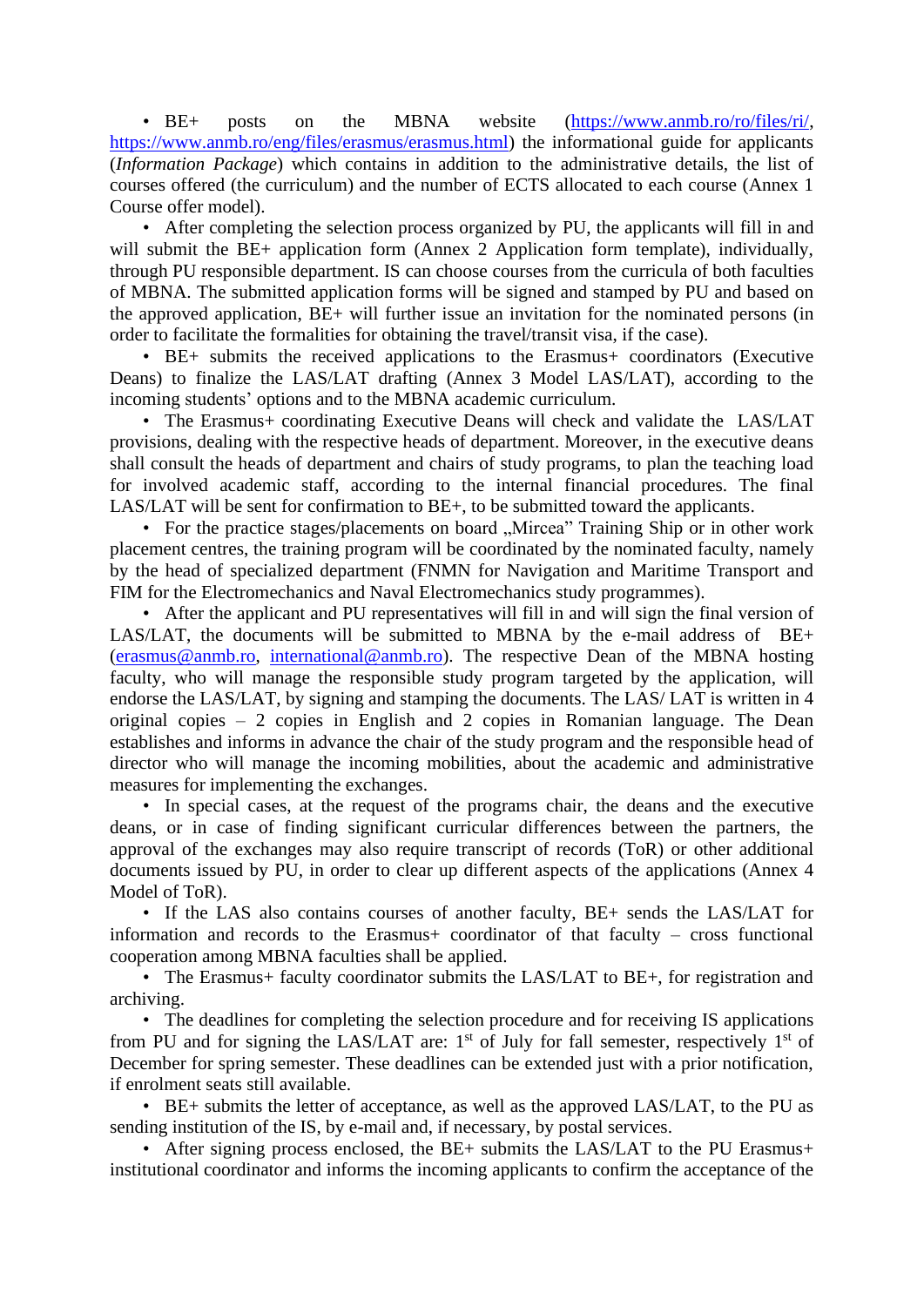- BE+ posts on the MBNA website (https://www.anmb.ro/ro/files/ri/, https://www.anmb.ro/eng/files/erasmus/erasmus.html) the informational guide for applicants (*Information Package*) which contains in addition to the administrative details, the list of courses offered (the curriculum) and the number of ECTS allocated to each course (Annex 1 Course offer model).
- After completing the selection process organized by PU, the applicants will fill in and will submit the BE+ application form (Annex 2 Application form template), individually, through PU responsible department. IS can choose courses from the curricula of both faculties of MBNA. The submitted application forms will be signed and stamped by PU and based on the approved application, BE+ will further issue an invitation for the nominated persons (in order to facilitate the formalities for obtaining the travel/transit visa, if the case).
- BE+ submits the received applications to the Erasmus+ coordinators (Executive Deans) to finalize the LAS/LAT drafting (Annex 3 Model LAS/LAT), according to the incoming students' options and to the MBNA academic curriculum.
- The Erasmus+ coordinating Executive Deans will check and validate the LAS/LAT provisions, dealing with the respective heads of department. Moreover, in the executive deans shall consult the heads of department and chairs of study programs, to plan the teaching load for involved academic staff, according to the internal financial procedures. The final LAS/LAT will be sent for confirmation to BE+, to be submitted toward the applicants.
- For the practice stages/placements on board „Mircea" Training Ship or in other work placement centres, the training program will be coordinated by the nominated faculty, namely by the head of specialized department (FNMN for Navigation and Maritime Transport and FIM for the Electromechanics and Naval Electromechanics study programmes).
- After the applicant and PU representatives will fill in and will sign the final version of LAS/LAT, the documents will be submitted to MBNA by the e-mail address of BE+ (erasmus@anmb.ro, international@anmb.ro). The respective Dean of the MBNA hosting faculty, who will manage the responsible study program targeted by the application, will endorse the LAS/LAT, by signing and stamping the documents. The LAS/ LAT is written in 4 original copies – 2 copies in English and 2 copies in Romanian language. The Dean establishes and informs in advance the chair of the study program and the responsible head of director who will manage the incoming mobilities, about the academic and administrative measures for implementing the exchanges.
- In special cases, at the request of the programs chair, the deans and the executive deans, or in case of finding significant curricular differences between the partners, the approval of the exchanges may also require transcript of records (ToR) or other additional documents issued by PU, in order to clear up different aspects of the applications (Annex 4 Model of ToR).
- If the LAS also contains courses of another faculty, BE+ sends the LAS/LAT for information and records to the Erasmus+ coordinator of that faculty – cross functional cooperation among MBNA faculties shall be applied.
- The Erasmus+ faculty coordinator submits the LAS/LAT to BE+, for registration and archiving.
- The deadlines for completing the selection procedure and for receiving IS applications from PU and for signing the LAS/LAT are: 1st of July for fall semester, respectively 1st of December for spring semester. These deadlines can be extended just with a prior notification, if enrolment seats still available.
- BE+ submits the letter of acceptance, as well as the approved LAS/LAT, to the PU as sending institution of the IS, by e-mail and, if necessary, by postal services.
- After signing process enclosed, the BE+ submits the LAS/LAT to the PU Erasmus+ institutional coordinator and informs the incoming applicants to confirm the acceptance of the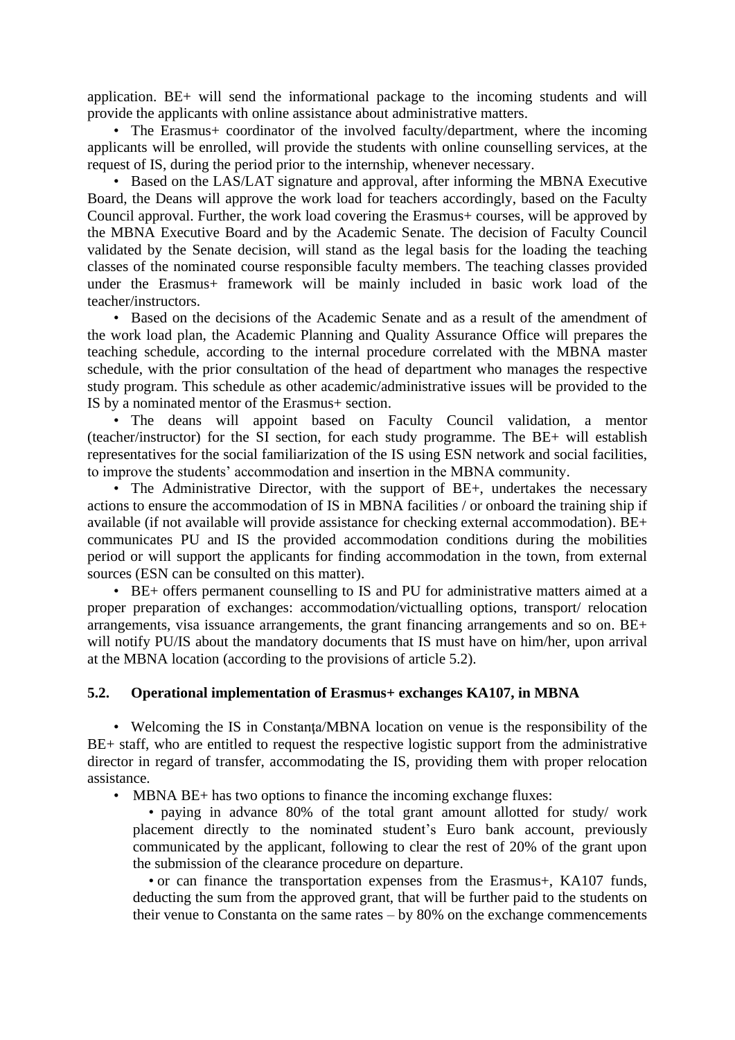application. BE+ will send the informational package to the incoming students and will provide the applicants with online assistance about administrative matters.

- The Erasmus+ coordinator of the involved faculty/department, where the incoming applicants will be enrolled, will provide the students with online counselling services, at the request of IS, during the period prior to the internship, whenever necessary.
- Based on the LAS/LAT signature and approval, after informing the MBNA Executive Board, the Deans will approve the work load for teachers accordingly, based on the Faculty Council approval. Further, the work load covering the Erasmus+ courses, will be approved by the MBNA Executive Board and by the Academic Senate. The decision of Faculty Council validated by the Senate decision, will stand as the legal basis for the loading the teaching classes of the nominated course responsible faculty members. The teaching classes provided under the Erasmus+ framework will be mainly included in basic work load of the teacher/instructors.
- Based on the decisions of the Academic Senate and as a result of the amendment of the work load plan, the Academic Planning and Quality Assurance Office will prepares the teaching schedule, according to the internal procedure correlated with the MBNA master schedule, with the prior consultation of the head of department who manages the respective study program. This schedule as other academic/administrative issues will be provided to the IS by a nominated mentor of the Erasmus+ section.
- The deans will appoint based on Faculty Council validation, a mentor (teacher/instructor) for the SI section, for each study programme. The BE+ will establish representatives for the social familiarization of the IS using ESN network and social facilities, to improve the students' accommodation and insertion in the MBNA community.
- The Administrative Director, with the support of BE+, undertakes the necessary actions to ensure the accommodation of IS in MBNA facilities / or onboard the training ship if available (if not available will provide assistance for checking external accommodation). BE+ communicates PU and IS the provided accommodation conditions during the mobilities period or will support the applicants for finding accommodation in the town, from external sources (ESN can be consulted on this matter).
- BE+ offers permanent counselling to IS and PU for administrative matters aimed at a proper preparation of exchanges: accommodation/victualling options, transport/ relocation arrangements, visa issuance arrangements, the grant financing arrangements and so on. BE+ will notify PU/IS about the mandatory documents that IS must have on him/her, upon arrival at the MBNA location (according to the provisions of article 5.2).

### 5.2. Operational implementation of Erasmus+ exchanges KA107, in MBNA

- Welcoming the IS in Constanţa/MBNA location on venue is the responsibility of the BE+ staff, who are entitled to request the respective logistic support from the administrative director in regard of transfer, accommodating the IS, providing them with proper relocation assistance.
- MBNA BE+ has two options to finance the incoming exchange fluxes:
  - paying in advance 80% of the total grant amount allotted for study/ work placement directly to the nominated student's Euro bank account, previously communicated by the applicant, following to clear the rest of 20% of the grant upon the submission of the clearance procedure on departure.
  - or can finance the transportation expenses from the Erasmus+, KA107 funds, deducting the sum from the approved grant, that will be further paid to the students on their venue to Constanta on the same rates – by 80% on the exchange commencements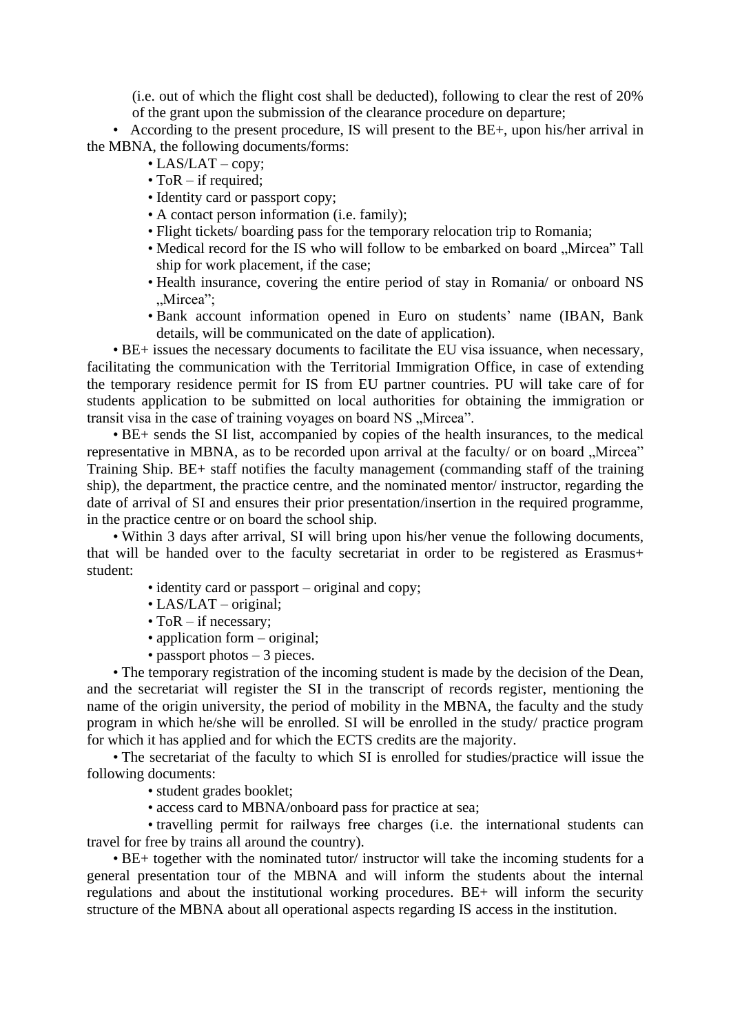(i.e. out of which the flight cost shall be deducted), following to clear the rest of 20% of the grant upon the submission of the clearance procedure on departure;

- According to the present procedure, IS will present to the BE+, upon his/her arrival in the MBNA, the following documents/forms:
    - LAS/LAT – copy;
    - ToR – if required;
    - Identity card or passport copy;
    - A contact person information (i.e. family);
    - Flight tickets/ boarding pass for the temporary relocation trip to Romania;
    - Medical record for the IS who will follow to be embarked on board „Mircea" Tall ship for work placement, if the case;
    - Health insurance, covering the entire period of stay in Romania/ or onboard NS „Mircea";
    - Bank account information opened in Euro on students' name (IBAN, Bank details, will be communicated on the date of application).
- BE+ issues the necessary documents to facilitate the EU visa issuance, when necessary, facilitating the communication with the Territorial Immigration Office, in case of extending the temporary residence permit for IS from EU partner countries. PU will take care of for students application to be submitted on local authorities for obtaining the immigration or transit visa in the case of training voyages on board NS „Mircea".
- BE+ sends the SI list, accompanied by copies of the health insurances, to the medical representative in MBNA, as to be recorded upon arrival at the faculty/ or on board „Mircea" Training Ship. BE+ staff notifies the faculty management (commanding staff of the training ship), the department, the practice centre, and the nominated mentor/ instructor, regarding the date of arrival of SI and ensures their prior presentation/insertion in the required programme, in the practice centre or on board the school ship.
- Within 3 days after arrival, SI will bring upon his/her venue the following documents, that will be handed over to the faculty secretariat in order to be registered as Erasmus+ student:
    - identity card or passport – original and copy;
    - LAS/LAT – original;
    - ToR – if necessary;
    - application form – original;
    - passport photos – 3 pieces.
- The temporary registration of the incoming student is made by the decision of the Dean, and the secretariat will register the SI in the transcript of records register, mentioning the name of the origin university, the period of mobility in the MBNA, the faculty and the study program in which he/she will be enrolled. SI will be enrolled in the study/ practice program for which it has applied and for which the ECTS credits are the majority.
- The secretariat of the faculty to which SI is enrolled for studies/practice will issue the following documents:
    - student grades booklet;
    - access card to MBNA/onboard pass for practice at sea;
    - travelling permit for railways free charges (i.e. the international students can travel for free by trains all around the country).
- BE+ together with the nominated tutor/ instructor will take the incoming students for a general presentation tour of the MBNA and will inform the students about the internal regulations and about the institutional working procedures. BE+ will inform the security structure of the MBNA about all operational aspects regarding IS access in the institution.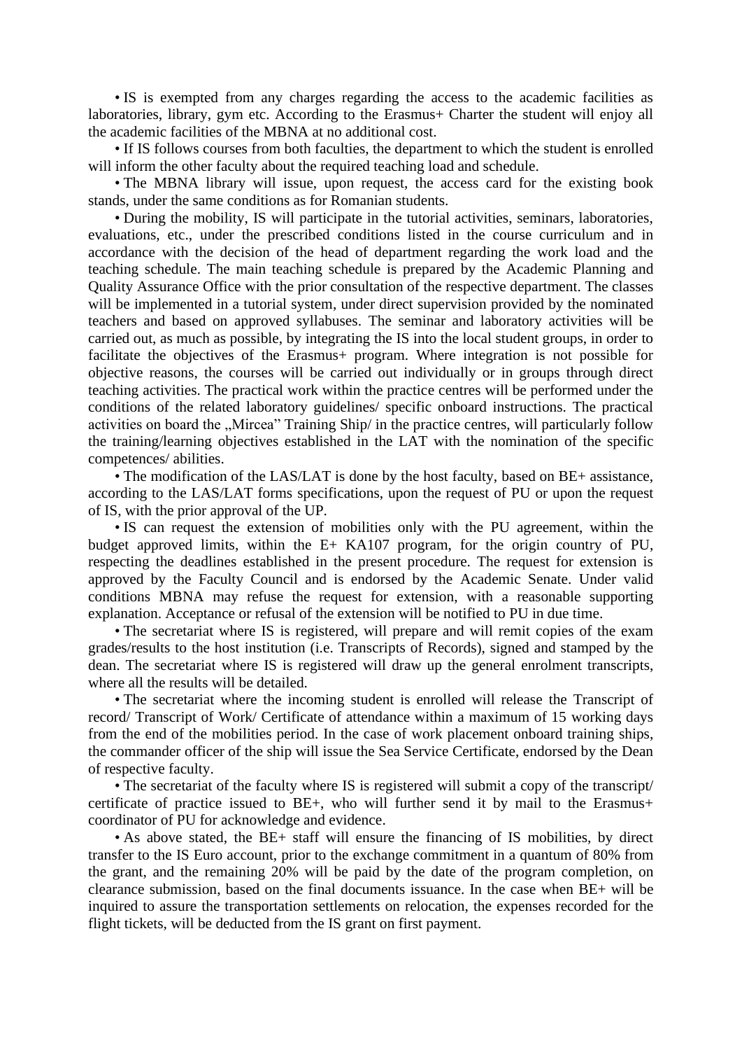• IS is exempted from any charges regarding the access to the academic facilities as laboratories, library, gym etc. According to the Erasmus+ Charter the student will enjoy all the academic facilities of the MBNA at no additional cost.

• If IS follows courses from both faculties, the department to which the student is enrolled will inform the other faculty about the required teaching load and schedule.

• The MBNA library will issue, upon request, the access card for the existing book stands, under the same conditions as for Romanian students.

• During the mobility, IS will participate in the tutorial activities, seminars, laboratories, evaluations, etc., under the prescribed conditions listed in the course curriculum and in accordance with the decision of the head of department regarding the work load and the teaching schedule. The main teaching schedule is prepared by the Academic Planning and Quality Assurance Office with the prior consultation of the respective department. The classes will be implemented in a tutorial system, under direct supervision provided by the nominated teachers and based on approved syllabuses. The seminar and laboratory activities will be carried out, as much as possible, by integrating the IS into the local student groups, in order to facilitate the objectives of the Erasmus+ program. Where integration is not possible for objective reasons, the courses will be carried out individually or in groups through direct teaching activities. The practical work within the practice centres will be performed under the conditions of the related laboratory guidelines/ specific onboard instructions. The practical activities on board the „Mircea" Training Ship/ in the practice centres, will particularly follow the training/learning objectives established in the LAT with the nomination of the specific competences/ abilities.

• The modification of the LAS/LAT is done by the host faculty, based on BE+ assistance, according to the LAS/LAT forms specifications, upon the request of PU or upon the request of IS, with the prior approval of the UP.

• IS can request the extension of mobilities only with the PU agreement, within the budget approved limits, within the E+ KA107 program, for the origin country of PU, respecting the deadlines established in the present procedure. The request for extension is approved by the Faculty Council and is endorsed by the Academic Senate. Under valid conditions MBNA may refuse the request for extension, with a reasonable supporting explanation. Acceptance or refusal of the extension will be notified to PU in due time.

• The secretariat where IS is registered, will prepare and will remit copies of the exam grades/results to the host institution (i.e. Transcripts of Records), signed and stamped by the dean. The secretariat where IS is registered will draw up the general enrolment transcripts, where all the results will be detailed.

• The secretariat where the incoming student is enrolled will release the Transcript of record/ Transcript of Work/ Certificate of attendance within a maximum of 15 working days from the end of the mobilities period. In the case of work placement onboard training ships, the commander officer of the ship will issue the Sea Service Certificate, endorsed by the Dean of respective faculty.

• The secretariat of the faculty where IS is registered will submit a copy of the transcript/ certificate of practice issued to BE+, who will further send it by mail to the Erasmus+ coordinator of PU for acknowledge and evidence.

• As above stated, the BE+ staff will ensure the financing of IS mobilities, by direct transfer to the IS Euro account, prior to the exchange commitment in a quantum of 80% from the grant, and the remaining 20% will be paid by the date of the program completion, on clearance submission, based on the final documents issuance. In the case when BE+ will be inquired to assure the transportation settlements on relocation, the expenses recorded for the flight tickets, will be deducted from the IS grant on first payment.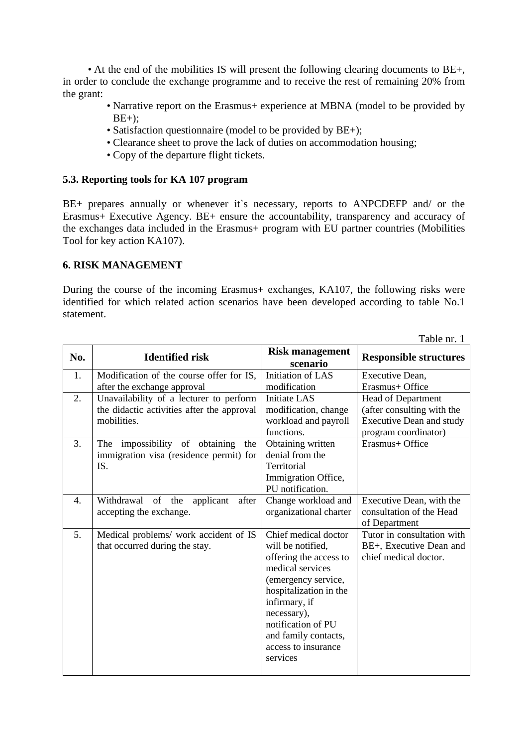• At the end of the mobilities IS will present the following clearing documents to BE+, in order to conclude the exchange programme and to receive the rest of remaining 20% from the grant:

- Narrative report on the Erasmus+ experience at MBNA (model to be provided by BE+);
- Satisfaction questionnaire (model to be provided by BE+);
- Clearance sheet to prove the lack of duties on accommodation housing;
- Copy of the departure flight tickets.

### 5.3. Reporting tools for KA 107 program

BE+ prepares annually or whenever it`s necessary, reports to ANPCDEFP and/ or the Erasmus+ Executive Agency. BE+ ensure the accountability, transparency and accuracy of the exchanges data included in the Erasmus+ program with EU partner countries (Mobilities Tool for key action KA107).

## 6. RISK MANAGEMENT

During the course of the incoming Erasmus+ exchanges, KA107, the following risks were identified for which related action scenarios have been developed according to table No.1 statement.

Table nr. 1

| No. | Identified risk | Risk management scenario | Responsible structures |
|---|---|---|---|
| 1. | Modification of the course offer for IS, after the exchange approval | Initiation of LAS modification | Executive Dean, Erasmus+ Office |
| 2. | Unavailability of a lecturer to perform the didactic activities after the approval mobilities. | Initiate LAS modification, change workload and payroll functions. | Head of Department (after consulting with the Executive Dean and study program coordinator) |
| 3. | The impossibility of obtaining the immigration visa (residence permit) for IS. | Obtaining written denial from the Territorial Immigration Office, PU notification. | Erasmus+ Office |
| 4. | Withdrawal of the applicant after accepting the exchange. | Change workload and organizational charter | Executive Dean, with the consultation of the Head of Department |
| 5. | Medical problems/ work accident of IS that occurred during the stay. | Chief medical doctor will be notified, offering the access to medical services (emergency service, hospitalization in the infirmary, if necessary), notification of PU and family contacts, access to insurance services | Tutor in consultation with BE+, Executive Dean and chief medical doctor. |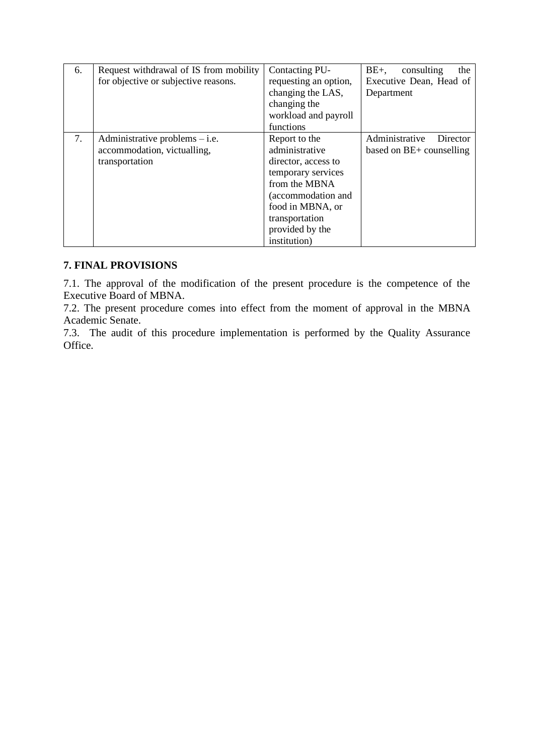| | | | |
|---|---|---|---|
| 6. | Request withdrawal of IS from mobility for objective or subjective reasons. | Contacting PU-requesting an option, changing the LAS, changing the workload and payroll functions | BE+, consulting the Executive Dean, Head of Department |
| 7. | Administrative problems – i.e. accommodation, victualling, transportation | Report to the administrative director, access to temporary services from the MBNA (accommodation and food in MBNA, or transportation provided by the institution) | Administrative Director based on BE+ counselling |

## 7. FINAL PROVISIONS

7.1. The approval of the modification of the present procedure is the competence of the Executive Board of MBNA.

7.2. The present procedure comes into effect from the moment of approval in the MBNA Academic Senate.

7.3. The audit of this procedure implementation is performed by the Quality Assurance Office.